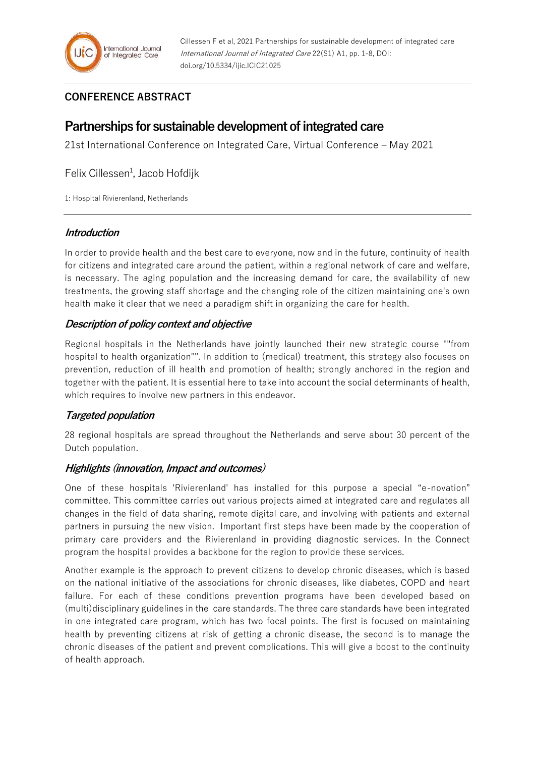## CONFERENCE ABSTRACT

# Partnerships for sustainable development of integrated care

21st International Conference on Integrated Care, Virtual Conference – May 2021

Felix Cillessen[1], Jacob Hofdijk

1: Hospital Rivierenland, Netherlands

### *Introduction*

In order to provide health and the best care to everyone, now and in the future, continuity of health for citizens and integrated care around the patient, within a regional network of care and welfare, is necessary. The aging population and the increasing demand for care, the availability of new treatments, the growing staff shortage and the changing role of the citizen maintaining one's own health make it clear that we need a paradigm shift in organizing the care for health.

### *Description of policy context and objective*

Regional hospitals in the Netherlands have jointly launched their new strategic course ""from hospital to health organization"". In addition to (medical) treatment, this strategy also focuses on prevention, reduction of ill health and promotion of health; strongly anchored in the region and together with the patient. It is essential here to take into account the social determinants of health, which requires to involve new partners in this endeavor.

### *Targeted population*

28 regional hospitals are spread throughout the Netherlands and serve about 30 percent of the Dutch population.

### *Highlights (innovation, Impact and outcomes)*

One of these hospitals 'Rivierenland' has installed for this purpose a special "e-novation" committee. This committee carries out various projects aimed at integrated care and regulates all changes in the field of data sharing, remote digital care, and involving with patients and external partners in pursuing the new vision. Important first steps have been made by the cooperation of primary care providers and the Rivierenland in providing diagnostic services. In the Connect program the hospital provides a backbone for the region to provide these services.

Another example is the approach to prevent citizens to develop chronic diseases, which is based on the national initiative of the associations for chronic diseases, like diabetes, COPD and heart failure. For each of these conditions prevention programs have been developed based on (multi)disciplinary guidelines in the care standards. The three care standards have been integrated in one integrated care program, which has two focal points. The first is focused on maintaining health by preventing citizens at risk of getting a chronic disease, the second is to manage the chronic diseases of the patient and prevent complications. This will give a boost to the continuity of health approach.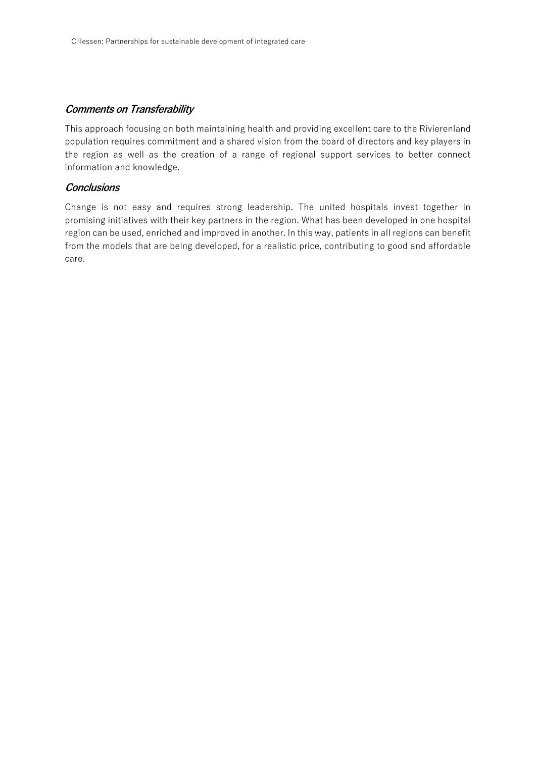### *Comments on Transferability*

This approach focusing on both maintaining health and providing excellent care to the Rivierenland population requires commitment and a shared vision from the board of directors and key players in the region as well as the creation of a range of regional support services to better connect information and knowledge.

### *Conclusions*

Change is not easy and requires strong leadership. The united hospitals invest together in promising initiatives with their key partners in the region. What has been developed in one hospital region can be used, enriched and improved in another. In this way, patients in all regions can benefit from the models that are being developed, for a realistic price, contributing to good and affordable care.